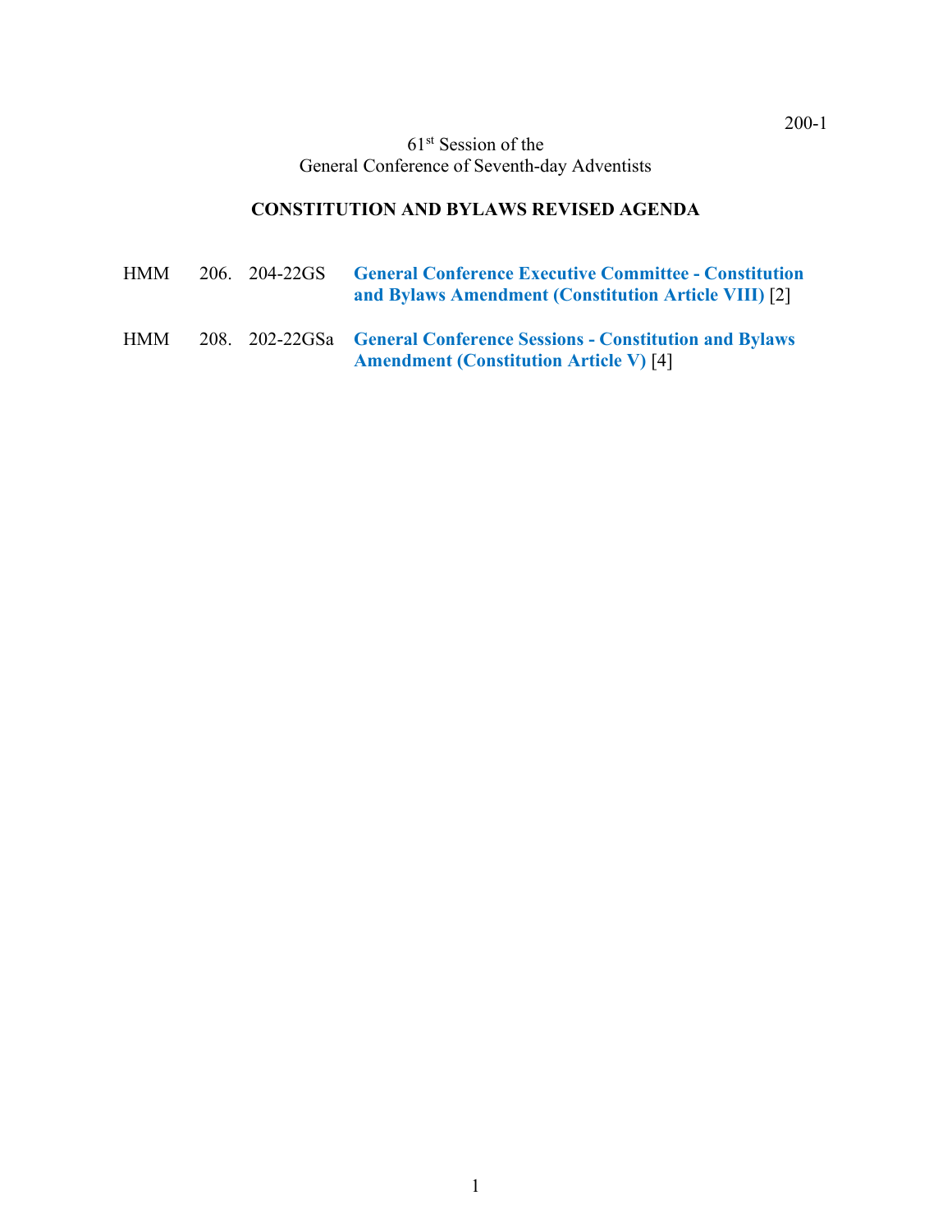200-1

61st Session of the
General Conference of Seventh-day Adventists

## CONSTITUTION AND BYLAWS REVISED AGENDA

| | | | |
|---|---|---|---|
| HMM | 206. | 204-22GS | **General Conference Executive Committee - Constitution and Bylaws Amendment (Constitution Article VIII)** [2] |
| HMM | 208. | 202-22GSa | **General Conference Sessions - Constitution and Bylaws Amendment (Constitution Article V)** [4] |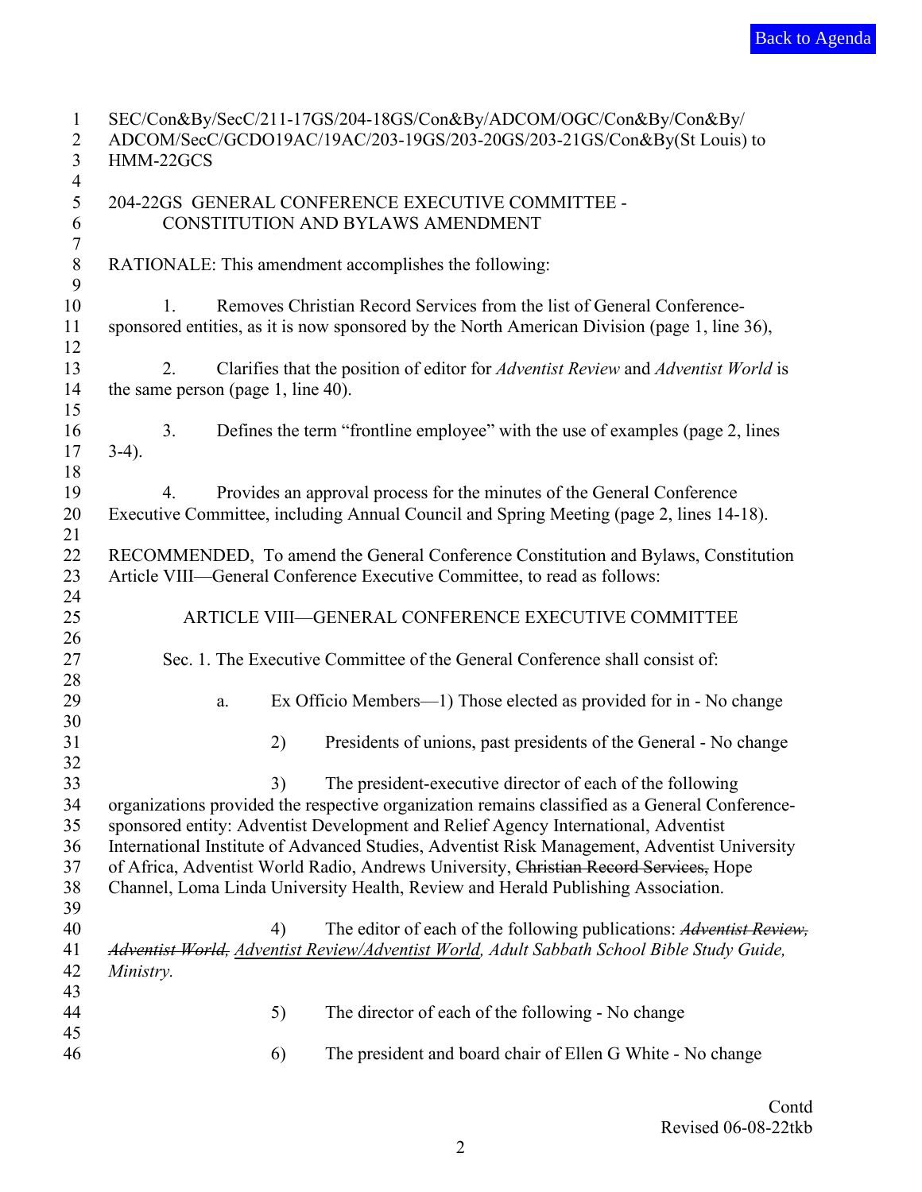SEC/Con&By/SecC/211-17GS/204-18GS/Con&By/ADCOM/OGC/Con&By/Con&By/ADCOM/SecC/GCDO19AC/19AC/203-19GS/203-20GS/203-21GS/Con&By(St Louis) to HMM-22GCS

## 204-22GS GENERAL CONFERENCE EXECUTIVE COMMITTEE - CONSTITUTION AND BYLAWS AMENDMENT

RATIONALE: This amendment accomplishes the following:

1. Removes Christian Record Services from the list of General Conference-sponsored entities, as it is now sponsored by the North American Division (page 1, line 36),

2. Clarifies that the position of editor for *Adventist Review* and *Adventist World* is the same person (page 1, line 40).

3. Defines the term "frontline employee" with the use of examples (page 2, lines 3-4).

4. Provides an approval process for the minutes of the General Conference Executive Committee, including Annual Council and Spring Meeting (page 2, lines 14-18).

RECOMMENDED, To amend the General Conference Constitution and Bylaws, Constitution Article VIII—General Conference Executive Committee, to read as follows:

### ARTICLE VIII—GENERAL CONFERENCE EXECUTIVE COMMITTEE

Sec. 1. The Executive Committee of the General Conference shall consist of:

a. Ex Officio Members—1) Those elected as provided for in - No change

2) Presidents of unions, past presidents of the General - No change

3) The president-executive director of each of the following organizations provided the respective organization remains classified as a General Conference-sponsored entity: Adventist Development and Relief Agency International, Adventist International Institute of Advanced Studies, Adventist Risk Management, Adventist University of Africa, Adventist World Radio, Andrews University, ~~Christian Record Services,~~ Hope Channel, Loma Linda University Health, Review and Herald Publishing Association.

4) The editor of each of the following publications: ~~*Adventist Review, Adventist World,*~~ <u>*Adventist Review/Adventist World*</u>, *Adult Sabbath School Bible Study Guide, Ministry.*

5) The director of each of the following - No change

6) The president and board chair of Ellen G White - No change

Contd

Revised 06-08-22tkb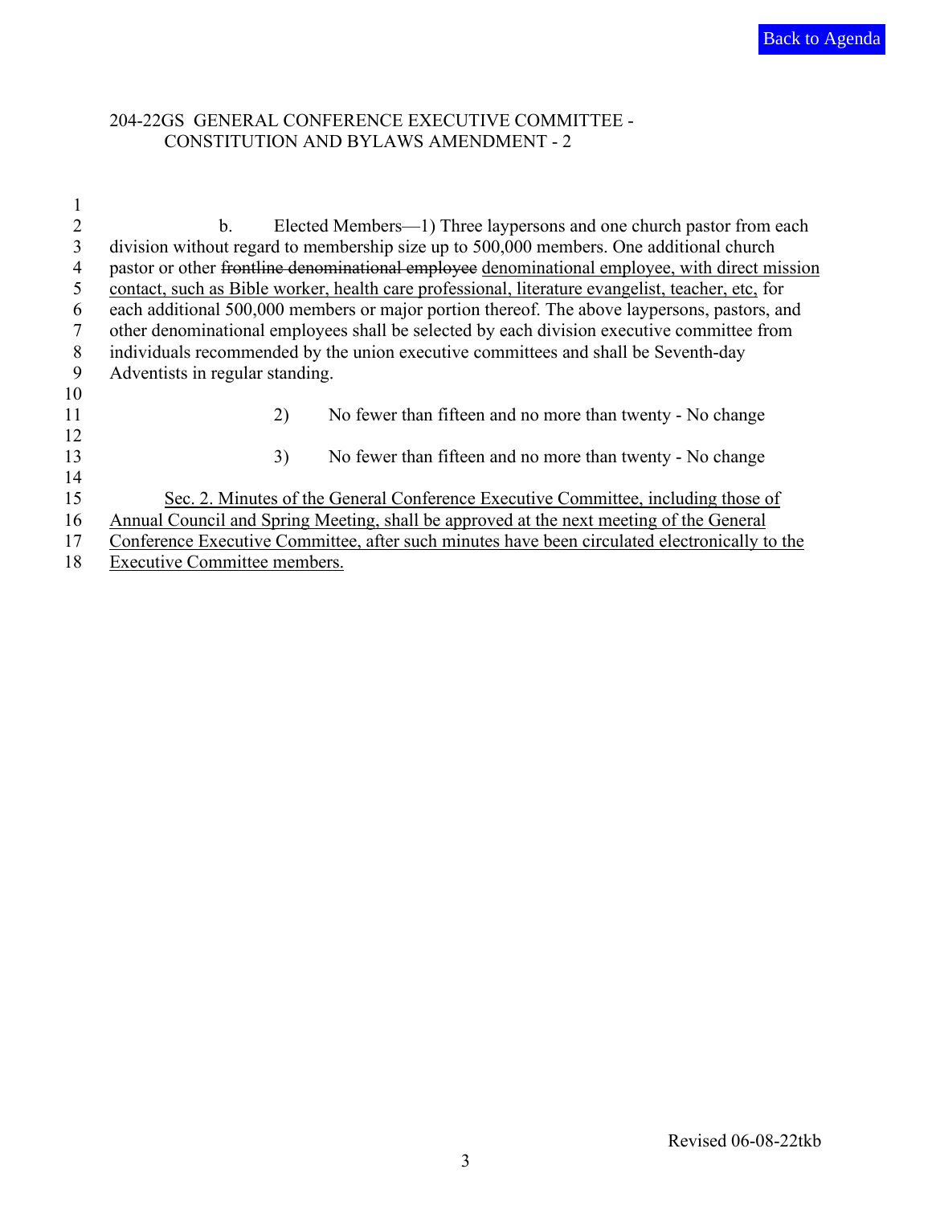204-22GS GENERAL CONFERENCE EXECUTIVE COMMITTEE - CONSTITUTION AND BYLAWS AMENDMENT - 2

b. Elected Members—1) Three laypersons and one church pastor from each division without regard to membership size up to 500,000 members. One additional church pastor or other ~~frontline denominational employee~~ <u>denominational employee, with direct mission contact, such as Bible worker, health care professional, literature evangelist, teacher, etc,</u> for each additional 500,000 members or major portion thereof. The above laypersons, pastors, and other denominational employees shall be selected by each division executive committee from individuals recommended by the union executive committees and shall be Seventh-day Adventists in regular standing.

2) No fewer than fifteen and no more than twenty - No change

3) No fewer than fifteen and no more than twenty - No change

<u>Sec. 2. Minutes of the General Conference Executive Committee, including those of Annual Council and Spring Meeting, shall be approved at the next meeting of the General Conference Executive Committee, after such minutes have been circulated electronically to the Executive Committee members.</u>

Revised 06-08-22tkb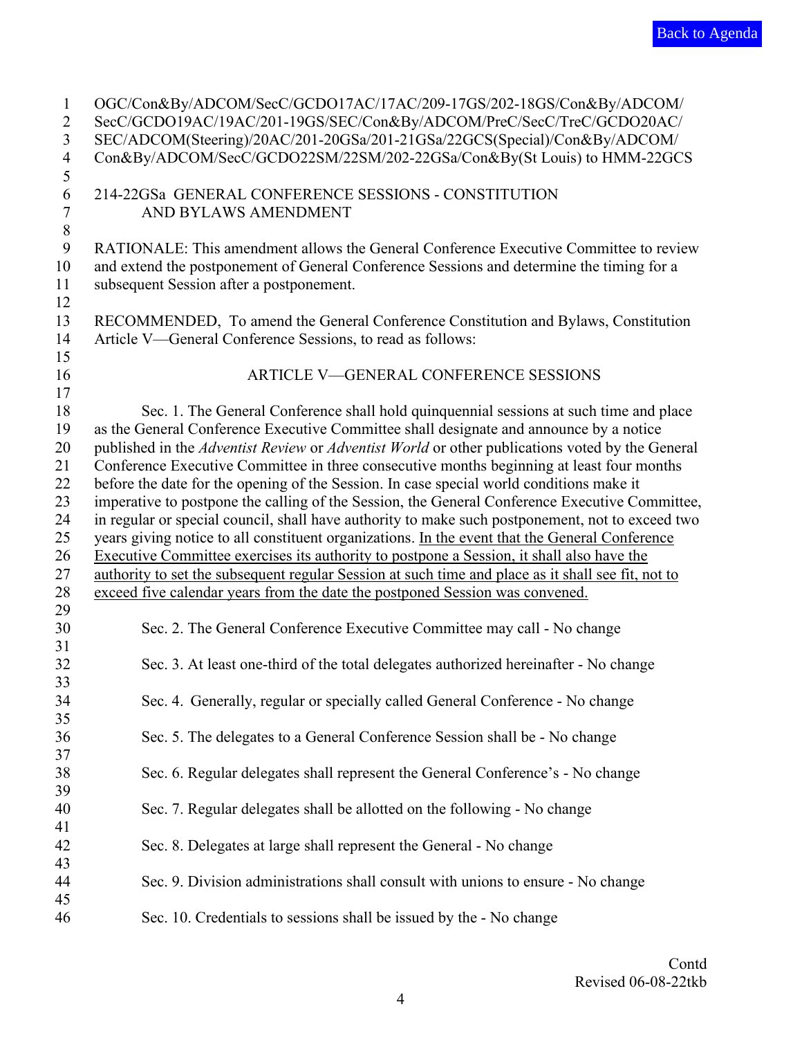OGC/Con&By/ADCOM/SecC/GCDO17AC/17AC/209-17GS/202-18GS/Con&By/ADCOM/SecC/GCDO19AC/19AC/201-19GS/SEC/Con&By/ADCOM/PreC/SecC/TreC/GCDO20AC/SEC/ADCOM(Steering)/20AC/201-20GSa/201-21GSa/22GCS(Special)/Con&By/ADCOM/Con&By/ADCOM/SecC/GCDO22SM/22SM/202-22GSa/Con&By(St Louis) to HMM-22GCS

214-22GSa GENERAL CONFERENCE SESSIONS - CONSTITUTION AND BYLAWS AMENDMENT

RATIONALE: This amendment allows the General Conference Executive Committee to review and extend the postponement of General Conference Sessions and determine the timing for a subsequent Session after a postponement.

RECOMMENDED, To amend the General Conference Constitution and Bylaws, Constitution Article V—General Conference Sessions, to read as follows:

ARTICLE V—GENERAL CONFERENCE SESSIONS

Sec. 1. The General Conference shall hold quinquennial sessions at such time and place as the General Conference Executive Committee shall designate and announce by a notice published in the *Adventist Review* or *Adventist World* or other publications voted by the General Conference Executive Committee in three consecutive months beginning at least four months before the date for the opening of the Session. In case special world conditions make it imperative to postpone the calling of the Session, the General Conference Executive Committee, in regular or special council, shall have authority to make such postponement, not to exceed two years giving notice to all constituent organizations. <u>In the event that the General Conference Executive Committee exercises its authority to postpone a Session, it shall also have the authority to set the subsequent regular Session at such time and place as it shall see fit, not to exceed five calendar years from the date the postponed Session was convened.</u>

Sec. 2. The General Conference Executive Committee may call - No change

Sec. 3. At least one-third of the total delegates authorized hereinafter - No change

Sec. 4. Generally, regular or specially called General Conference - No change

Sec. 5. The delegates to a General Conference Session shall be - No change

Sec. 6. Regular delegates shall represent the General Conference's - No change

Sec. 7. Regular delegates shall be allotted on the following - No change

Sec. 8. Delegates at large shall represent the General - No change

Sec. 9. Division administrations shall consult with unions to ensure - No change

Sec. 10. Credentials to sessions shall be issued by the - No change

Contd

Revised 06-08-22tkb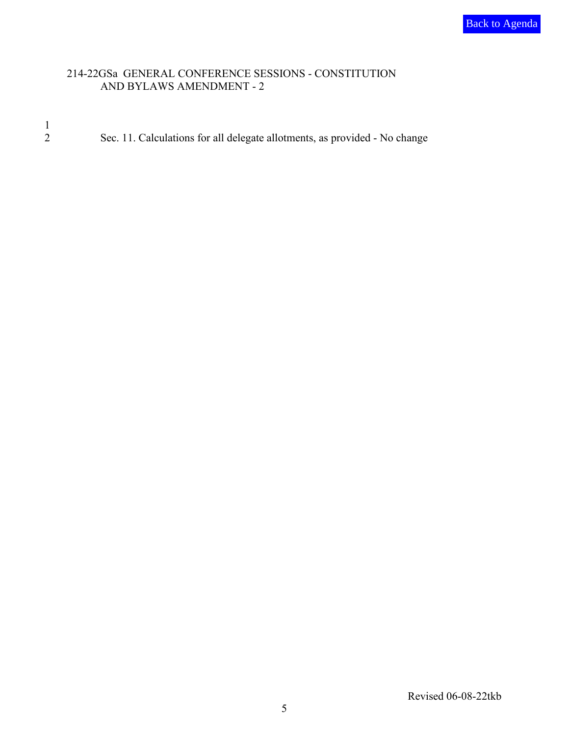214-22GSa GENERAL CONFERENCE SESSIONS - CONSTITUTION AND BYLAWS AMENDMENT - 2

Sec. 11. Calculations for all delegate allotments, as provided - No change

Revised 06-08-22tkb